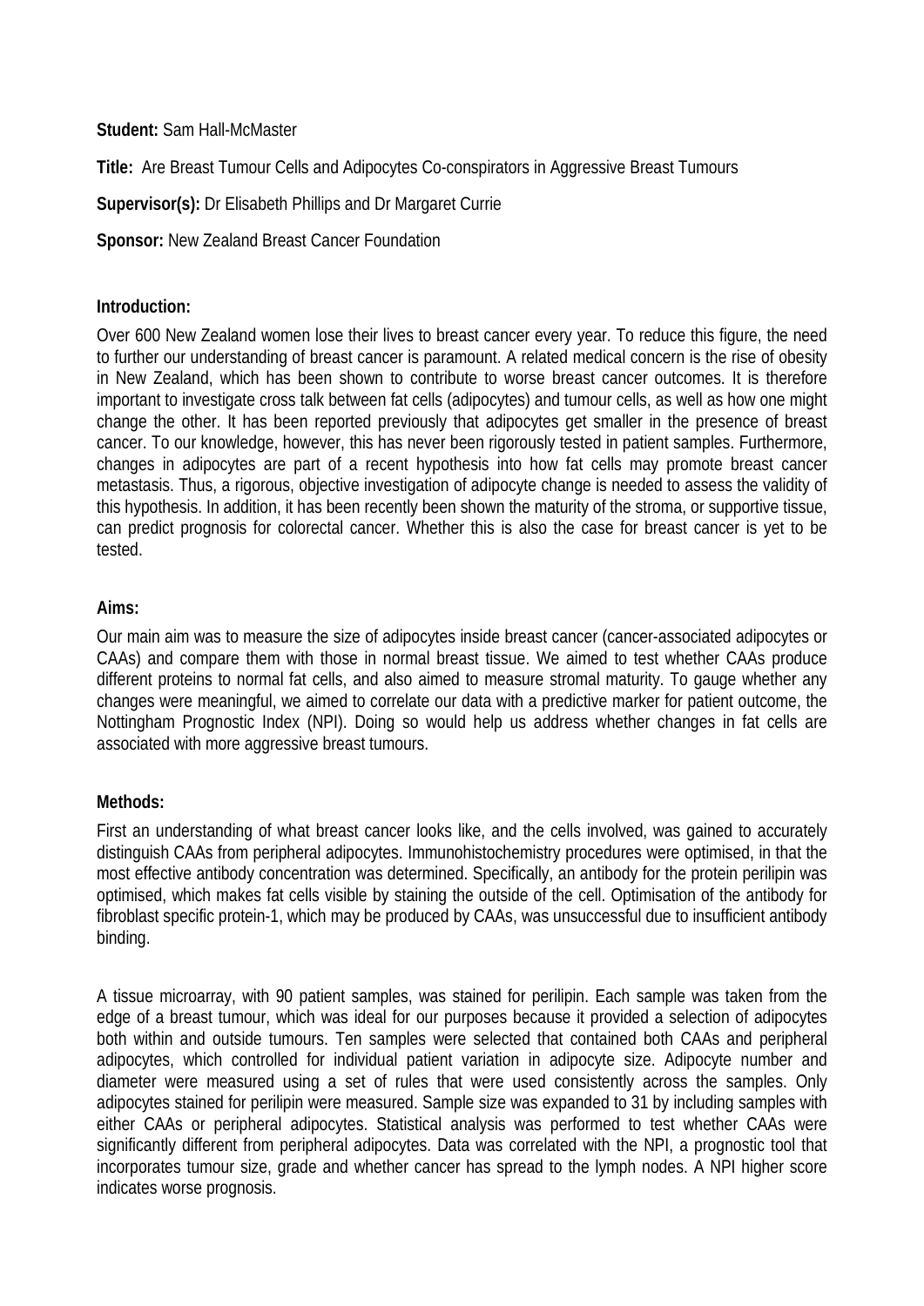**Student:** Sam Hall-McMaster

**Title:** Are Breast Tumour Cells and Adipocytes Co-conspirators in Aggressive Breast Tumours

**Supervisor(s):** Dr Elisabeth Phillips and Dr Margaret Currie

**Sponsor:** New Zealand Breast Cancer Foundation

**Introduction:**

Over 600 New Zealand women lose their lives to breast cancer every year. To reduce this figure, the need to further our understanding of breast cancer is paramount. A related medical concern is the rise of obesity in New Zealand, which has been shown to contribute to worse breast cancer outcomes. It is therefore important to investigate cross talk between fat cells (adipocytes) and tumour cells, as well as how one might change the other. It has been reported previously that adipocytes get smaller in the presence of breast cancer. To our knowledge, however, this has never been rigorously tested in patient samples. Furthermore, changes in adipocytes are part of a recent hypothesis into how fat cells may promote breast cancer metastasis. Thus, a rigorous, objective investigation of adipocyte change is needed to assess the validity of this hypothesis. In addition, it has been recently been shown the maturity of the stroma, or supportive tissue, can predict prognosis for colorectal cancer. Whether this is also the case for breast cancer is yet to be tested.

**Aims:**

Our main aim was to measure the size of adipocytes inside breast cancer (cancer-associated adipocytes or CAAs) and compare them with those in normal breast tissue. We aimed to test whether CAAs produce different proteins to normal fat cells, and also aimed to measure stromal maturity. To gauge whether any changes were meaningful, we aimed to correlate our data with a predictive marker for patient outcome, the Nottingham Prognostic Index (NPI). Doing so would help us address whether changes in fat cells are associated with more aggressive breast tumours.

**Methods:**

First an understanding of what breast cancer looks like, and the cells involved, was gained to accurately distinguish CAAs from peripheral adipocytes. Immunohistochemistry procedures were optimised, in that the most effective antibody concentration was determined. Specifically, an antibody for the protein perilipin was optimised, which makes fat cells visible by staining the outside of the cell. Optimisation of the antibody for fibroblast specific protein-1, which may be produced by CAAs, was unsuccessful due to insufficient antibody binding.

A tissue microarray, with 90 patient samples, was stained for perilipin. Each sample was taken from the edge of a breast tumour, which was ideal for our purposes because it provided a selection of adipocytes both within and outside tumours. Ten samples were selected that contained both CAAs and peripheral adipocytes, which controlled for individual patient variation in adipocyte size. Adipocyte number and diameter were measured using a set of rules that were used consistently across the samples. Only adipocytes stained for perilipin were measured. Sample size was expanded to 31 by including samples with either CAAs or peripheral adipocytes. Statistical analysis was performed to test whether CAAs were significantly different from peripheral adipocytes. Data was correlated with the NPI, a prognostic tool that incorporates tumour size, grade and whether cancer has spread to the lymph nodes. A NPI higher score indicates worse prognosis.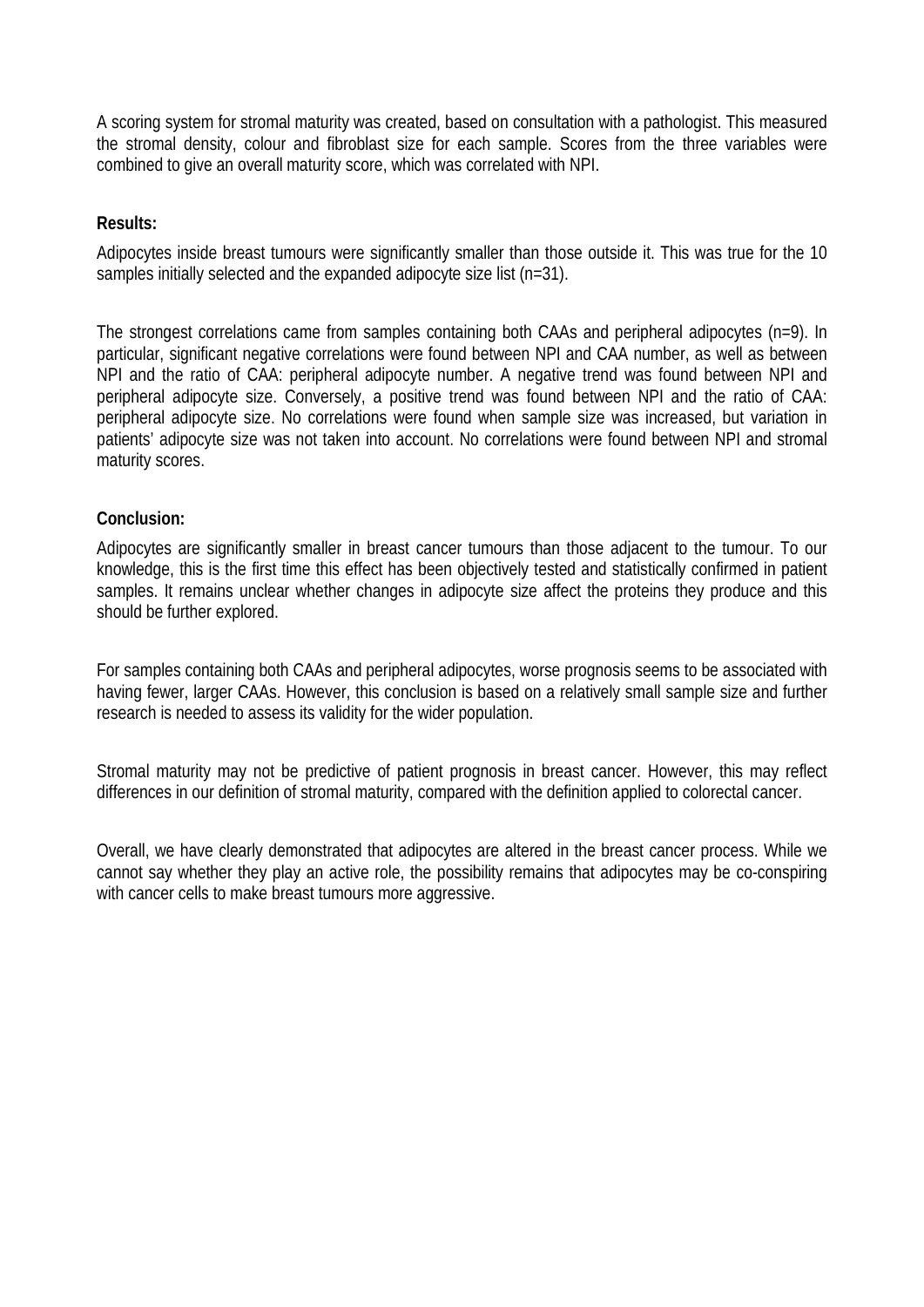A scoring system for stromal maturity was created, based on consultation with a pathologist. This measured the stromal density, colour and fibroblast size for each sample. Scores from the three variables were combined to give an overall maturity score, which was correlated with NPI.

**Results:**

Adipocytes inside breast tumours were significantly smaller than those outside it. This was true for the 10 samples initially selected and the expanded adipocyte size list (n=31).

The strongest correlations came from samples containing both CAAs and peripheral adipocytes (n=9). In particular, significant negative correlations were found between NPI and CAA number, as well as between NPI and the ratio of CAA: peripheral adipocyte number. A negative trend was found between NPI and peripheral adipocyte size. Conversely, a positive trend was found between NPI and the ratio of CAA: peripheral adipocyte size. No correlations were found when sample size was increased, but variation in patients' adipocyte size was not taken into account. No correlations were found between NPI and stromal maturity scores.

**Conclusion:**

Adipocytes are significantly smaller in breast cancer tumours than those adjacent to the tumour. To our knowledge, this is the first time this effect has been objectively tested and statistically confirmed in patient samples. It remains unclear whether changes in adipocyte size affect the proteins they produce and this should be further explored.

For samples containing both CAAs and peripheral adipocytes, worse prognosis seems to be associated with having fewer, larger CAAs. However, this conclusion is based on a relatively small sample size and further research is needed to assess its validity for the wider population.

Stromal maturity may not be predictive of patient prognosis in breast cancer. However, this may reflect differences in our definition of stromal maturity, compared with the definition applied to colorectal cancer.

Overall, we have clearly demonstrated that adipocytes are altered in the breast cancer process. While we cannot say whether they play an active role, the possibility remains that adipocytes may be co-conspiring with cancer cells to make breast tumours more aggressive.